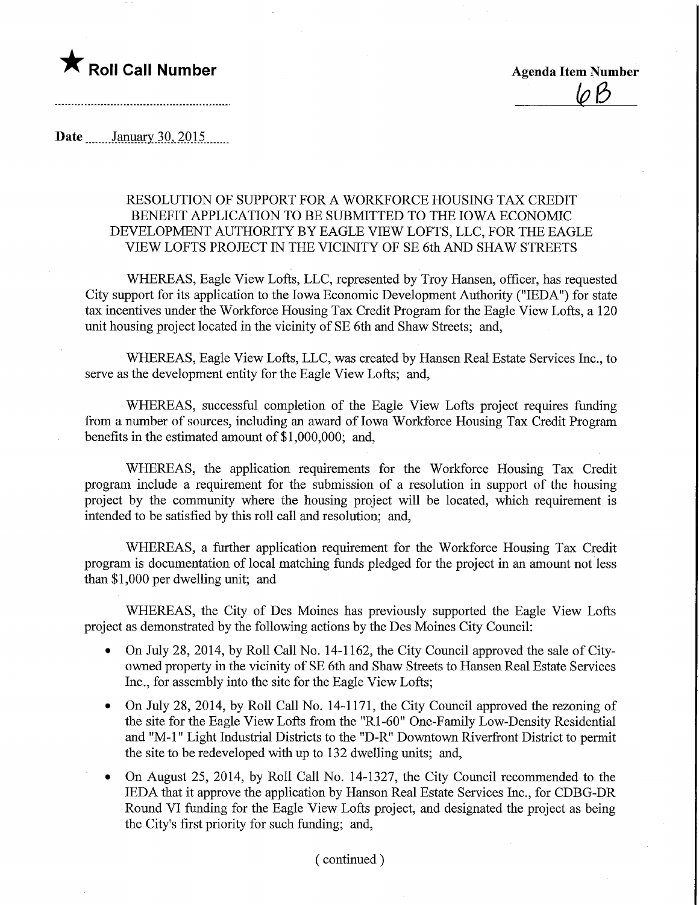★ **Roll Call Number**

**Agenda Item Number**
6B

Date January 30, 2015

RESOLUTION OF SUPPORT FOR A WORKFORCE HOUSING TAX CREDIT BENEFIT APPLICATION TO BE SUBMITTED TO THE IOWA ECONOMIC DEVELOPMENT AUTHORITY BY EAGLE VIEW LOFTS, LLC, FOR THE EAGLE VIEW LOFTS PROJECT IN THE VICINITY OF SE 6th AND SHAW STREETS

WHEREAS, Eagle View Lofts, LLC, represented by Troy Hansen, officer, has requested City support for its application to the Iowa Economic Development Authority ("IEDA") for state tax incentives under the Workforce Housing Tax Credit Program for the Eagle View Lofts, a 120 unit housing project located in the vicinity of SE 6th and Shaw Streets; and,

WHEREAS, Eagle View Lofts, LLC, was created by Hansen Real Estate Services Inc., to serve as the development entity for the Eagle View Lofts; and,

WHEREAS, successful completion of the Eagle View Lofts project requires funding from a number of sources, including an award of Iowa Workforce Housing Tax Credit Program benefits in the estimated amount of $1,000,000; and,

WHEREAS, the application requirements for the Workforce Housing Tax Credit program include a requirement for the submission of a resolution in support of the housing project by the community where the housing project will be located, which requirement is intended to be satisfied by this roll call and resolution; and,

WHEREAS, a further application requirement for the Workforce Housing Tax Credit program is documentation of local matching funds pledged for the project in an amount not less than $1,000 per dwelling unit; and

WHEREAS, the City of Des Moines has previously supported the Eagle View Lofts project as demonstrated by the following actions by the Des Moines City Council:

- On July 28, 2014, by Roll Call No. 14-1162, the City Council approved the sale of City-owned property in the vicinity of SE 6th and Shaw Streets to Hansen Real Estate Services Inc., for assembly into the site for the Eagle View Lofts;
- On July 28, 2014, by Roll Call No. 14-1171, the City Council approved the rezoning of the site for the Eagle View Lofts from the "R1-60" One-Family Low-Density Residential and "M-1" Light Industrial Districts to the "D-R" Downtown Riverfront District to permit the site to be redeveloped with up to 132 dwelling units; and,
- On August 25, 2014, by Roll Call No. 14-1327, the City Council recommended to the IEDA that it approve the application by Hanson Real Estate Services Inc., for CDBG-DR Round VI funding for the Eagle View Lofts project, and designated the project as being the City's first priority for such funding; and,

( continued )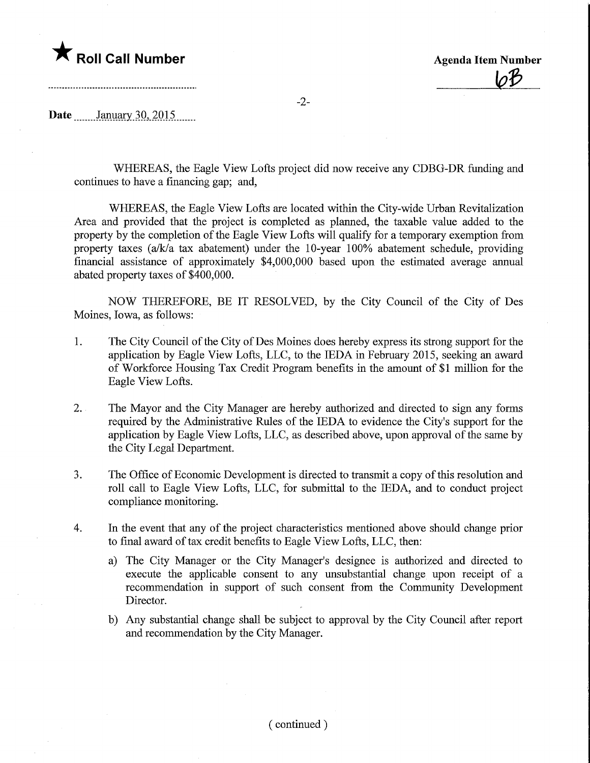★ **Roll Call Number**

**Agenda Item Number**

6B

**Date** January 30, 2015

WHEREAS, the Eagle View Lofts project did now receive any CDBG-DR funding and continues to have a financing gap; and,

WHEREAS, the Eagle View Lofts are located within the City-wide Urban Revitalization Area and provided that the project is completed as planned, the taxable value added to the property by the completion of the Eagle View Lofts will qualify for a temporary exemption from property taxes (a/k/a tax abatement) under the 10-year 100% abatement schedule, providing financial assistance of approximately $4,000,000 based upon the estimated average annual abated property taxes of $400,000.

NOW THEREFORE, BE IT RESOLVED, by the City Council of the City of Des Moines, Iowa, as follows:

1. The City Council of the City of Des Moines does hereby express its strong support for the application by Eagle View Lofts, LLC, to the IEDA in February 2015, seeking an award of Workforce Housing Tax Credit Program benefits in the amount of $1 million for the Eagle View Lofts.

2. The Mayor and the City Manager are hereby authorized and directed to sign any forms required by the Administrative Rules of the IEDA to evidence the City's support for the application by Eagle View Lofts, LLC, as described above, upon approval of the same by the City Legal Department.

3. The Office of Economic Development is directed to transmit a copy of this resolution and roll call to Eagle View Lofts, LLC, for submittal to the IEDA, and to conduct project compliance monitoring.

4. In the event that any of the project characteristics mentioned above should change prior to final award of tax credit benefits to Eagle View Lofts, LLC, then:
   a) The City Manager or the City Manager's designee is authorized and directed to execute the applicable consent to any unsubstantial change upon receipt of a recommendation in support of such consent from the Community Development Director.
   b) Any substantial change shall be subject to approval by the City Council after report and recommendation by the City Manager.

( continued )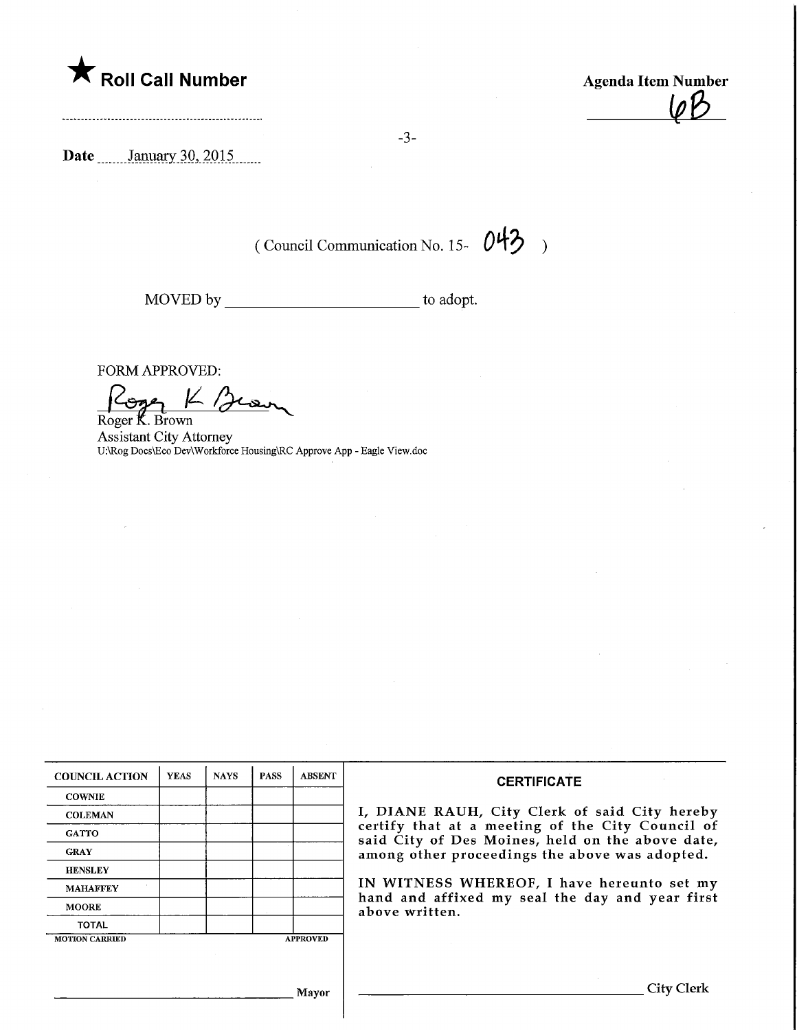★ **Roll Call Number**

**Agenda Item Number**

6B

**Date** January 30, 2015

( Council Communication No. 15- 043 )

MOVED by ________________________ to adopt.

FORM APPROVED:

Roger K. Brown
Assistant City Attorney
U:\Rog Docs\Eco Dev\Workforce Housing\RC Approve App - Eagle View.doc

| COUNCIL ACTION | YEAS | NAYS | PASS | ABSENT |
|---|---|---|---|---|
| COWNIE | | | | |
| COLEMAN | | | | |
| GATTO | | | | |
| GRAY | | | | |
| HENSLEY | | | | |
| MAHAFFEY | | | | |
| MOORE | | | | |
| TOTAL | | | | |
| MOTION CARRIED | | | | APPROVED |

________________________ Mayor

**CERTIFICATE**

I, DIANE RAUH, City Clerk of said City hereby certify that at a meeting of the City Council of said City of Des Moines, held on the above date, among other proceedings the above was adopted.

IN WITNESS WHEREOF, I have hereunto set my hand and affixed my seal the day and year first above written.

________________________ City Clerk